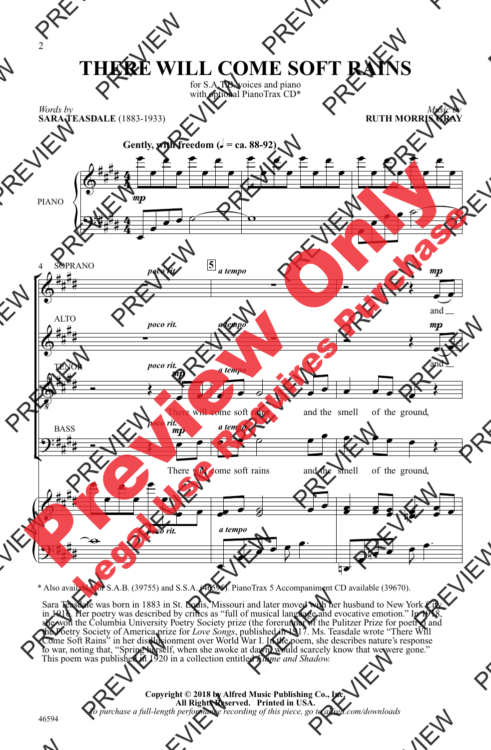# THERE WILL COME SOFT RAINS

for S.A.T.B. voices and piano
with optional PianoTrax CD*

*Words by*
**SARA TEASDALE** (1883-1933)

*Music by*
**RUTH MORRIS GRAY**

**Gently, with freedom (♩ = ca. 88-92)**

PIANO

SOPRANO — *poco rit.* — **5** *a tempo* — *mp* and

ALTO — *poco rit.* — *a tempo* — *mp* and

TENOR — *poco rit.* *mp* There will come soft rains and the smell of the ground,

BASS — *poco rit.* *mp* There will come soft rains and the smell of the ground,

\* Also available for S.A.B. (39755) and S.S.A. (46595). PianoTrax 5 Accompaniment CD available (39670).

Sara Teasdale was born in 1883 in St. Louis, Missouri and later moved with her husband to New York City in 1916. Her poetry was described by critics as "full of musical language and evocative emotion." In 1918, she won the Columbia University Poetry Society prize (the forerunner of the Pulitzer Prize for poetry) and the Poetry Society of America prize for *Love Songs*, published in 1917. Ms. Teasdale wrote "There Will Come Soft Rains" in her disillusionment over World War I. In the poem, she describes nature's response to war, noting that, "Spring herself, when she awoke at dawn, would scarcely know that we were gone." This poem was published in 1920 in a collection entitled *Flame and Shadow.*

**Copyright © 2018 by Alfred Music Publishing Co., Inc.**
**All Rights Reserved. Printed in USA.**
*To purchase a full-length performance recording of this piece, go to alfred.com/downloads*

46594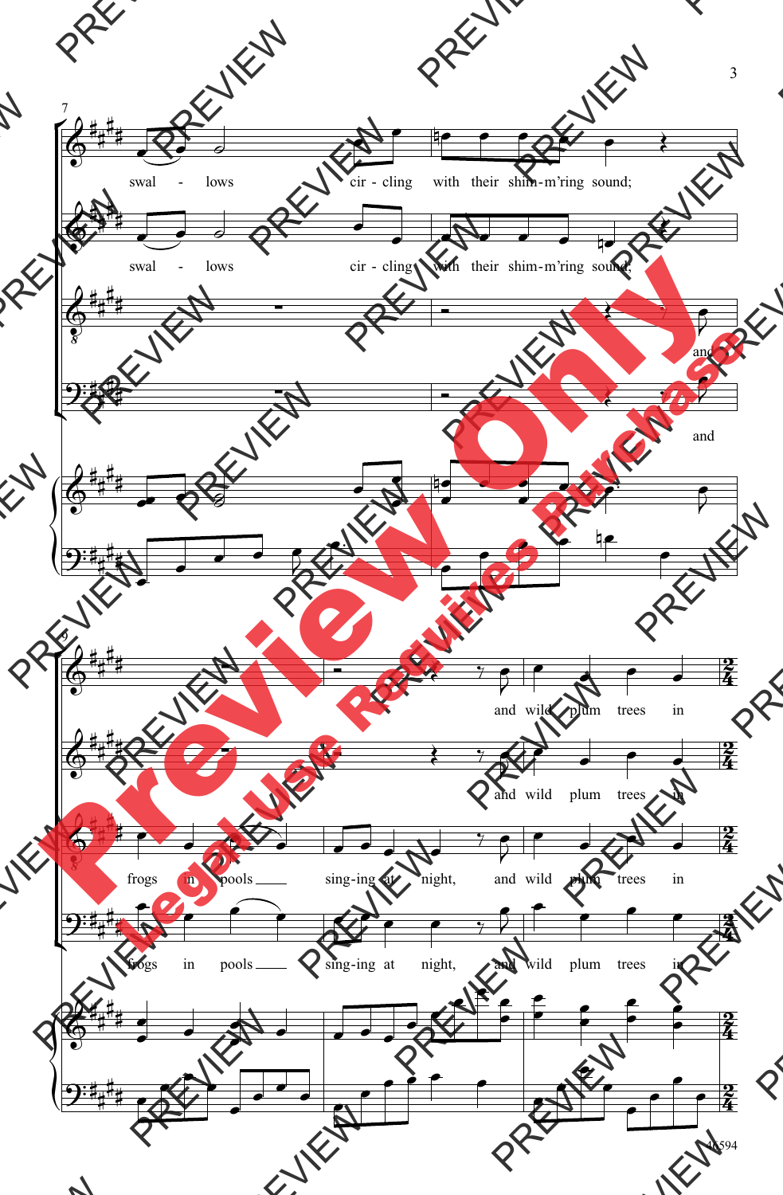swal - lows cir - cling with their shim-m'ring sound;

swal - lows cir - cling with their shim-m'ring sound;

and frogs in pools sing-ing at night,

and frogs in pools sing-ing at night,

and wild plum trees in

and wild plum trees in

and wild plum trees in

and wild plum trees in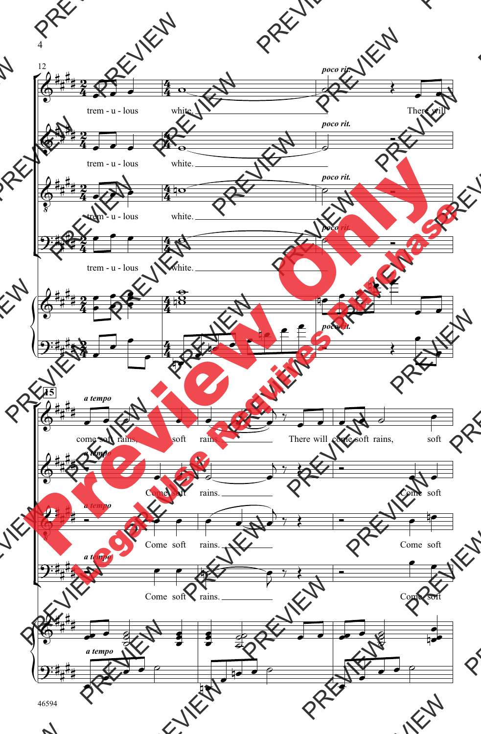12

trem - u - lous white.

*poco rit.*

There will

*a tempo*

15

come soft rains, soft rains. There will come soft rains, soft

Come soft rains. Come soft

Come soft rains. Come soft

Come soft rains. Come soft

Preview Only

Legal Use Requires Purchase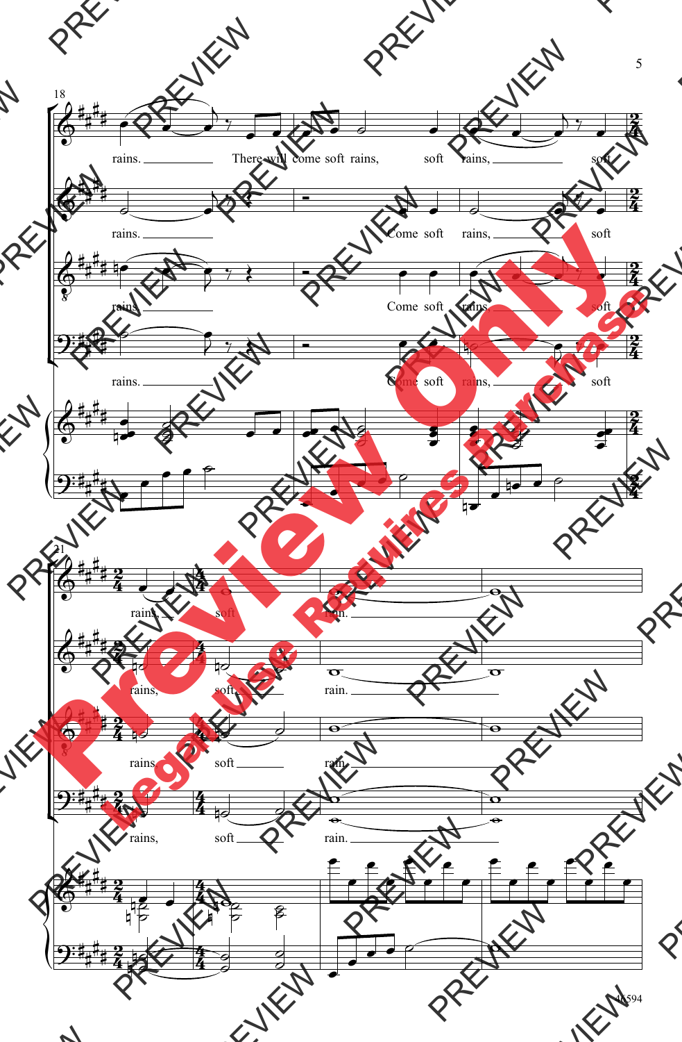18

rains. There will come soft rains, soft rains, soft

rains. Come soft rains, soft

rains. Come soft rains, soft

rains. Come soft rains, soft

21

rains, soft rain.

rains, soft rain.

rains soft rain.

rains, soft rain.

Preview Only

Legal Use Requires Purchase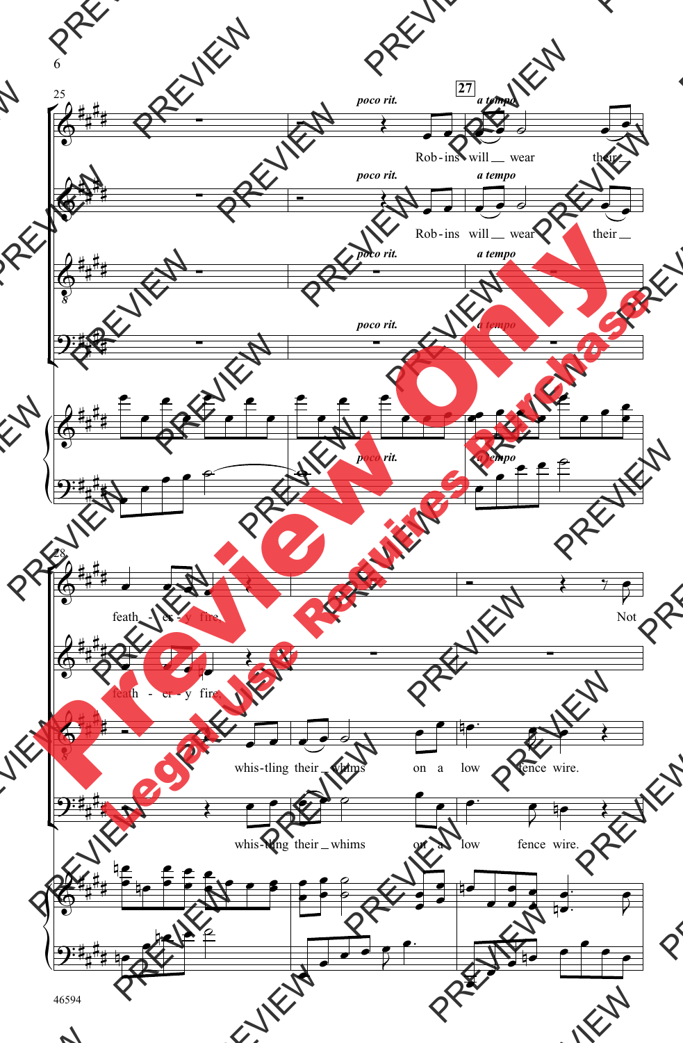*poco rit.* *a tempo*

**27**

Rob - ins will __ wear their __

feath - er - y fire,

Not

whis - tling their __ whims on a low fence wire.

Preview Only

Legal Use Requires Purchase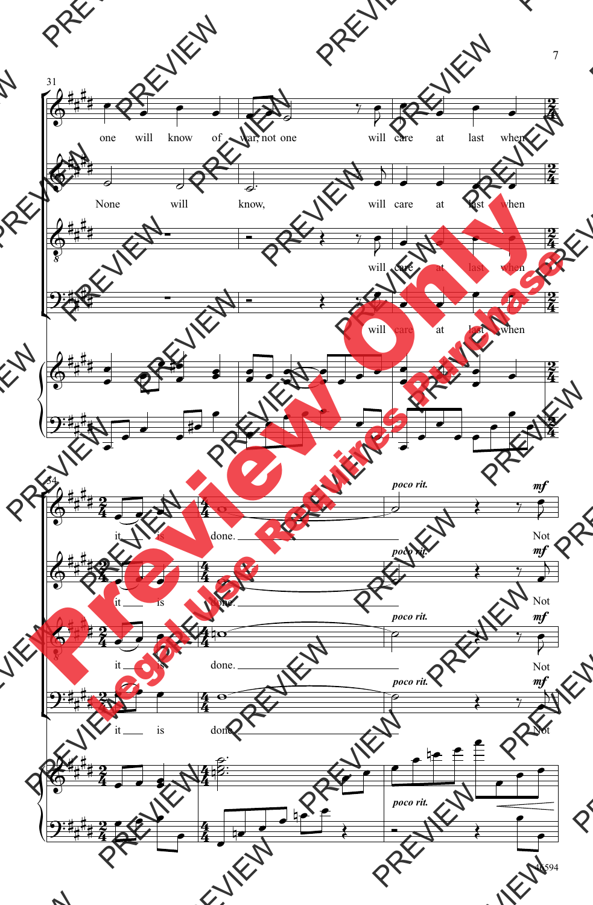31

one will know of war, not one will care at last when

None will know, will care at last when

will care at last when

will care at last when

34

it is done. Not

it is done. Not

it is done. Not

it is done. Not

*poco rit.*

***mf***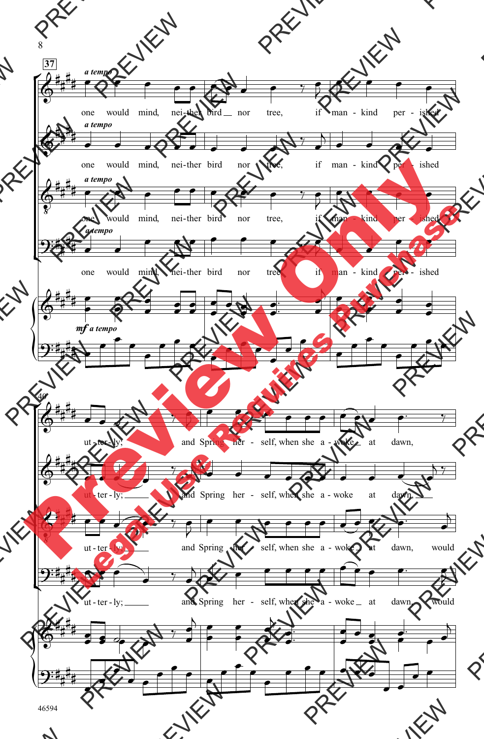**37**

*a tempo*

one would mind, nei-ther bird __ nor tree, if man - kind per - ished

*a tempo*

one would mind, nei-ther bird nor tree, if man - kind per - ished

*a tempo*

one would mind, nei-ther bird nor tree, if man - kind per - ished

*a tempo*

one would mind, nei-ther bird nor tree, if man - kind per - ished

*mf a tempo*

40

ut - ter - ly; and Spring her - self, when she a - woke __ at dawn,

ut - ter - ly; __ and Spring her - self, when she a - woke at dawn, __

ut - ter - ly; __ and Spring her - self, when she a - woke __ at dawn, would

ut - ter - ly; __ and Spring her - self, when she a - woke __ at dawn, would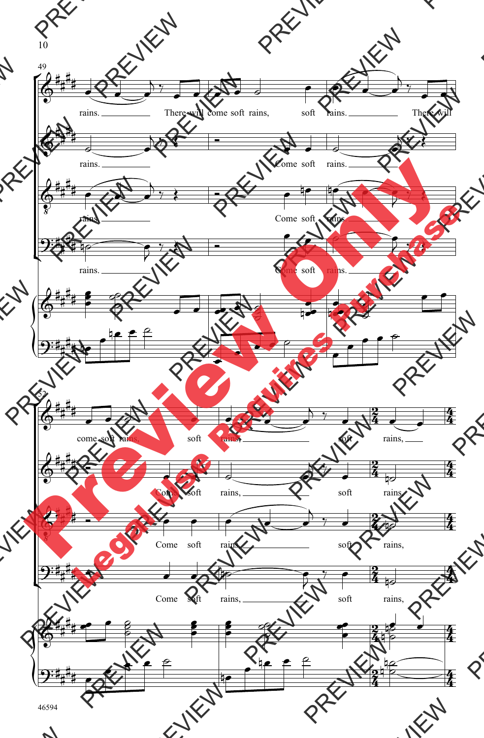49

rains. There will come soft rains, soft rains. There will

rains. Come soft rains.

rains. Come soft rains.

rains. Come soft rains.

52

come soft rains, soft rains, soft rains,

Come soft rains, soft rains,

Come soft rains, soft rains,

Come soft rains, soft rains,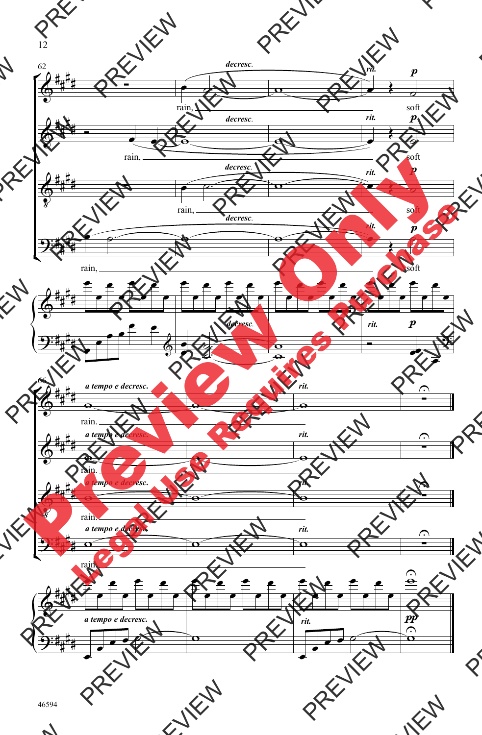62

*decresc.*

rain, soft

*rit.*

*p*

66

*a tempo e decresc.*

rain.

*rit.*

*pp*

46594